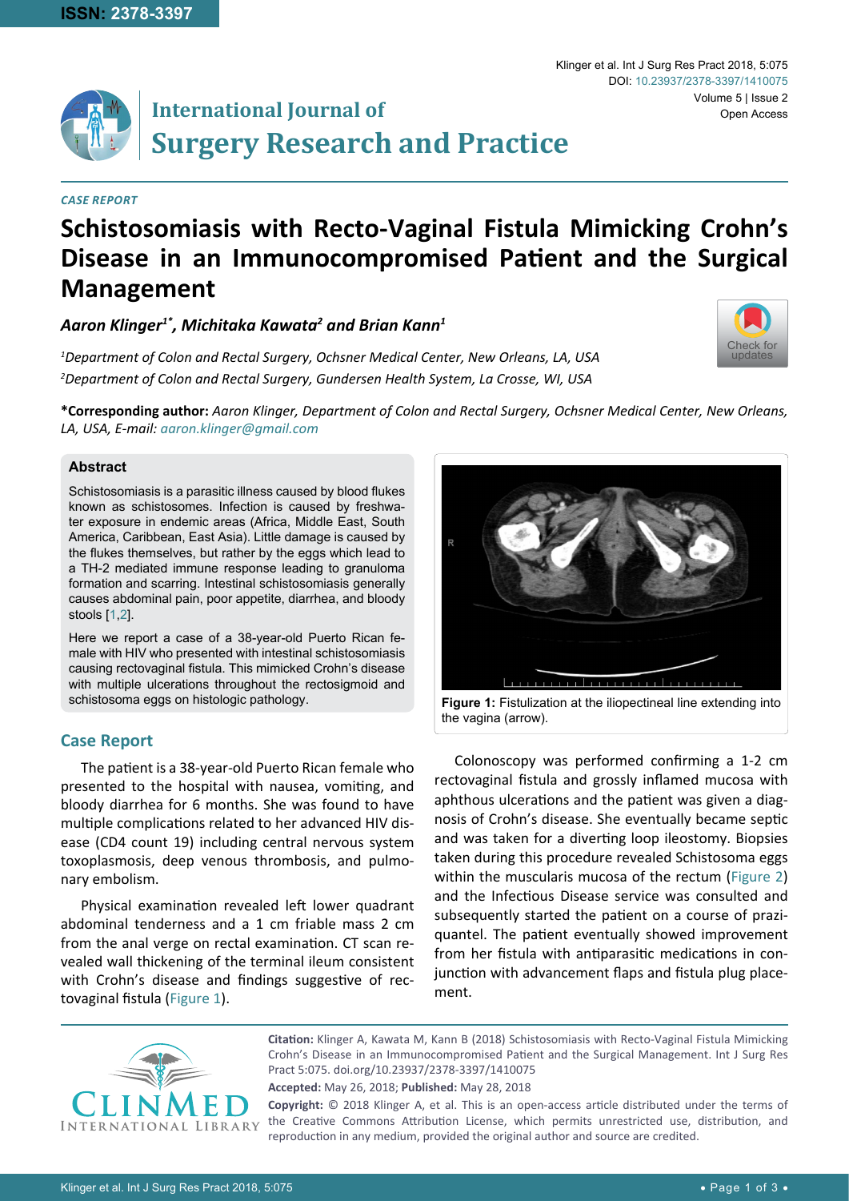*CASE REPORT*

# Schistosomiasis with Recto-Vaginal Fistula Mimicking Crohn's Disease in an Immunocompromised Patient and the Surgical Management

***Aaron Klinger[1*], Michitaka Kawata[2] and Brian Kann[1]***

*[1]Department of Colon and Rectal Surgery, Ochsner Medical Center, New Orleans, LA, USA*
*[2]Department of Colon and Rectal Surgery, Gundersen Health System, La Crosse, WI, USA*

**\*Corresponding author:** *Aaron Klinger, Department of Colon and Rectal Surgery, Ochsner Medical Center, New Orleans, LA, USA, E-mail: aaron.klinger@gmail.com*

### Abstract

Schistosomiasis is a parasitic illness caused by blood flukes known as schistosomes. Infection is caused by freshwater exposure in endemic areas (Africa, Middle East, South America, Caribbean, East Asia). Little damage is caused by the flukes themselves, but rather by the eggs which lead to a TH-2 mediated immune response leading to granuloma formation and scarring. Intestinal schistosomiasis generally causes abdominal pain, poor appetite, diarrhea, and bloody stools [1,2].

Here we report a case of a 38-year-old Puerto Rican female with HIV who presented with intestinal schistosomiasis causing rectovaginal fistula. This mimicked Crohn's disease with multiple ulcerations throughout the rectosigmoid and schistosoma eggs on histologic pathology.

## Case Report

The patient is a 38-year-old Puerto Rican female who presented to the hospital with nausea, vomiting, and bloody diarrhea for 6 months. She was found to have multiple complications related to her advanced HIV disease (CD4 count 19) including central nervous system toxoplasmosis, deep venous thrombosis, and pulmonary embolism.

Physical examination revealed left lower quadrant abdominal tenderness and a 1 cm friable mass 2 cm from the anal verge on rectal examination. CT scan revealed wall thickening of the terminal ileum consistent with Crohn's disease and findings suggestive of rectovaginal fistula (Figure 1).

**Figure 1:** Fistulization at the iliopectineal line extending into the vagina (arrow).

Colonoscopy was performed confirming a 1-2 cm rectovaginal fistula and grossly inflamed mucosa with aphthous ulcerations and the patient was given a diagnosis of Crohn's disease. She eventually became septic and was taken for a diverting loop ileostomy. Biopsies taken during this procedure revealed Schistosoma eggs within the muscularis mucosa of the rectum (Figure 2) and the Infectious Disease service was consulted and subsequently started the patient on a course of praziquantel. The patient eventually showed improvement from her fistula with antiparasitic medications in conjunction with advancement flaps and fistula plug placement.

**Citation:** Klinger A, Kawata M, Kann B (2018) Schistosomiasis with Recto-Vaginal Fistula Mimicking Crohn's Disease in an Immunocompromised Patient and the Surgical Management. Int J Surg Res Pract 5:075. doi.org/10.23937/2378-3397/1410075

**Accepted:** May 26, 2018; **Published:** May 28, 2018

**Copyright:** © 2018 Klinger A, et al. This is an open-access article distributed under the terms of the Creative Commons Attribution License, which permits unrestricted use, distribution, and reproduction in any medium, provided the original author and source are credited.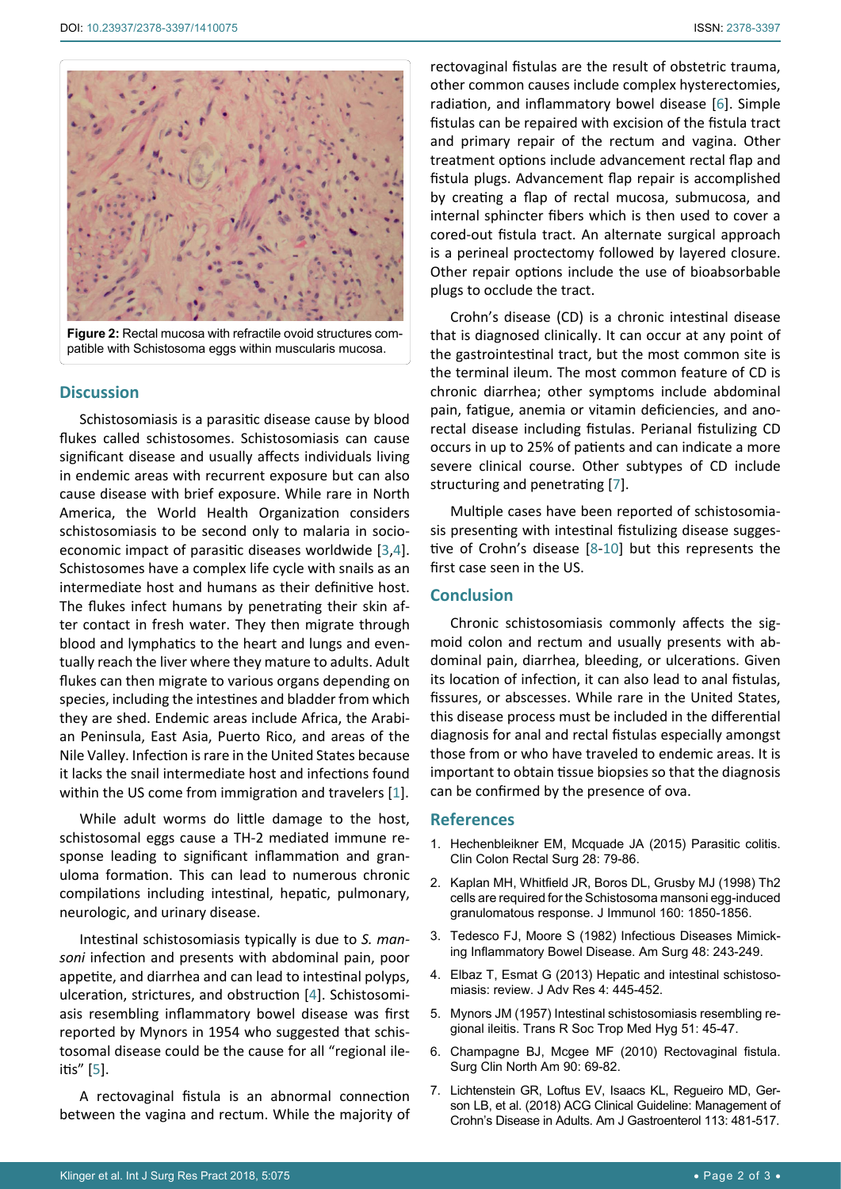Figure 2: Rectal mucosa with refractile ovoid structures compatible with Schistosoma eggs within muscularis mucosa.

## Discussion

Schistosomiasis is a parasitic disease cause by blood flukes called schistosomes. Schistosomiasis can cause significant disease and usually affects individuals living in endemic areas with recurrent exposure but can also cause disease with brief exposure. While rare in North America, the World Health Organization considers schistosomiasis to be second only to malaria in socioeconomic impact of parasitic diseases worldwide [3,4]. Schistosomes have a complex life cycle with snails as an intermediate host and humans as their definitive host. The flukes infect humans by penetrating their skin after contact in fresh water. They then migrate through blood and lymphatics to the heart and lungs and eventually reach the liver where they mature to adults. Adult flukes can then migrate to various organs depending on species, including the intestines and bladder from which they are shed. Endemic areas include Africa, the Arabian Peninsula, East Asia, Puerto Rico, and areas of the Nile Valley. Infection is rare in the United States because it lacks the snail intermediate host and infections found within the US come from immigration and travelers [1].

While adult worms do little damage to the host, schistosomal eggs cause a TH-2 mediated immune response leading to significant inflammation and granuloma formation. This can lead to numerous chronic compilations including intestinal, hepatic, pulmonary, neurologic, and urinary disease.

Intestinal schistosomiasis typically is due to *S. mansoni* infection and presents with abdominal pain, poor appetite, and diarrhea and can lead to intestinal polyps, ulceration, strictures, and obstruction [4]. Schistosomiasis resembling inflammatory bowel disease was first reported by Mynors in 1954 who suggested that schistosomal disease could be the cause for all "regional ileitis" [5].

A rectovaginal fistula is an abnormal connection between the vagina and rectum. While the majority of rectovaginal fistulas are the result of obstetric trauma, other common causes include complex hysterectomies, radiation, and inflammatory bowel disease [6]. Simple fistulas can be repaired with excision of the fistula tract and primary repair of the rectum and vagina. Other treatment options include advancement rectal flap and fistula plugs. Advancement flap repair is accomplished by creating a flap of rectal mucosa, submucosa, and internal sphincter fibers which is then used to cover a cored-out fistula tract. An alternate surgical approach is a perineal proctectomy followed by layered closure. Other repair options include the use of bioabsorbable plugs to occlude the tract.

Crohn's disease (CD) is a chronic intestinal disease that is diagnosed clinically. It can occur at any point of the gastrointestinal tract, but the most common site is the terminal ileum. The most common feature of CD is chronic diarrhea; other symptoms include abdominal pain, fatigue, anemia or vitamin deficiencies, and anorectal disease including fistulas. Perianal fistulizing CD occurs in up to 25% of patients and can indicate a more severe clinical course. Other subtypes of CD include structuring and penetrating [7].

Multiple cases have been reported of schistosomiasis presenting with intestinal fistulizing disease suggestive of Crohn's disease [8-10] but this represents the first case seen in the US.

## Conclusion

Chronic schistosomiasis commonly affects the sigmoid colon and rectum and usually presents with abdominal pain, diarrhea, bleeding, or ulcerations. Given its location of infection, it can also lead to anal fistulas, fissures, or abscesses. While rare in the United States, this disease process must be included in the differential diagnosis for anal and rectal fistulas especially amongst those from or who have traveled to endemic areas. It is important to obtain tissue biopsies so that the diagnosis can be confirmed by the presence of ova.

## References

1. Hechenbleikner EM, Mcquade JA (2015) Parasitic colitis. Clin Colon Rectal Surg 28: 79-86.
2. Kaplan MH, Whitfield JR, Boros DL, Grusby MJ (1998) Th2 cells are required for the Schistosoma mansoni egg-induced granulomatous response. J Immunol 160: 1850-1856.
3. Tedesco FJ, Moore S (1982) Infectious Diseases Mimicking Inflammatory Bowel Disease. Am Surg 48: 243-249.
4. Elbaz T, Esmat G (2013) Hepatic and intestinal schistosomiasis: review. J Adv Res 4: 445-452.
5. Mynors JM (1957) Intestinal schistosomiasis resembling regional ileitis. Trans R Soc Trop Med Hyg 51: 45-47.
6. Champagne BJ, Mcgee MF (2010) Rectovaginal fistula. Surg Clin North Am 90: 69-82.
7. Lichtenstein GR, Loftus EV, Isaacs KL, Regueiro MD, Gerson LB, et al. (2018) ACG Clinical Guideline: Management of Crohn's Disease in Adults. Am J Gastroenterol 113: 481-517.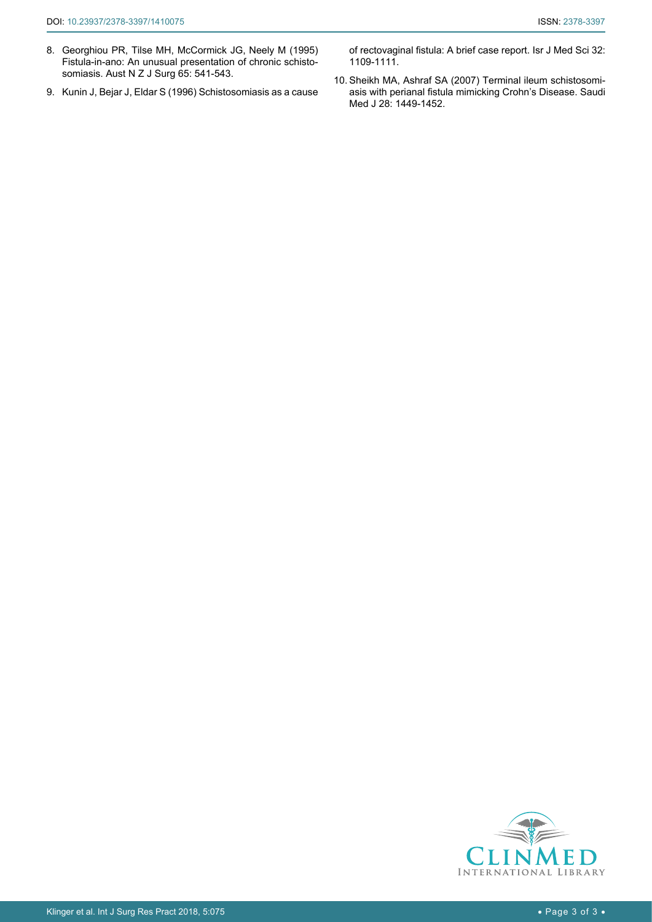8. Georghiou PR, Tilse MH, McCormick JG, Neely M (1995) Fistula-in-ano: An unusual presentation of chronic schistosomiasis. Aust N Z J Surg 65: 541-543.
9. Kunin J, Bejar J, Eldar S (1996) Schistosomiasis as a cause of rectovaginal fistula: A brief case report. Isr J Med Sci 32: 1109-1111.
10. Sheikh MA, Ashraf SA (2007) Terminal ileum schistosomiasis with perianal fistula mimicking Crohn's Disease. Saudi Med J 28: 1449-1452.